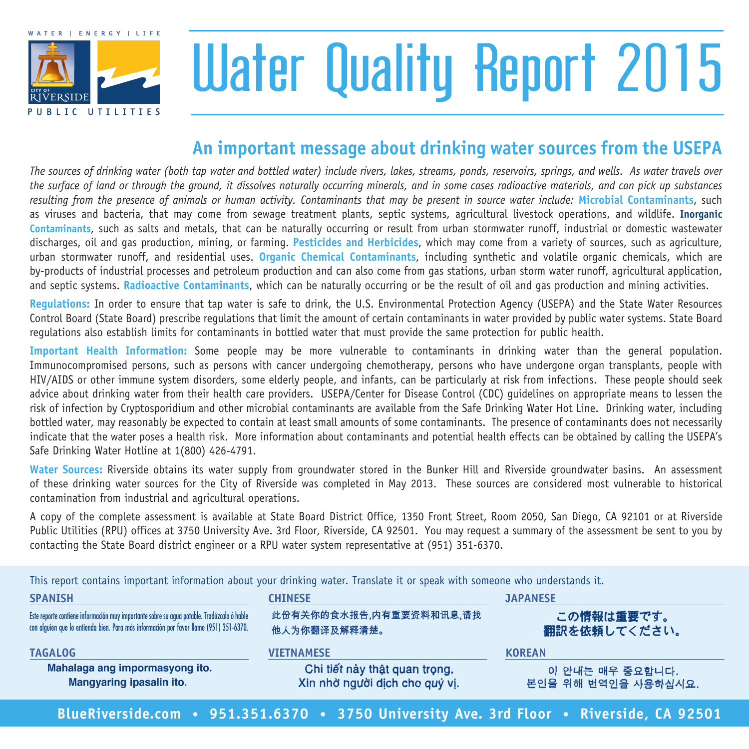WATER | ENERGY | LIFE

CITY OF RIVERSIDE PUBLIC UTILITIES

# Water Quality Report 2015

## An important message about drinking water sources from the USEPA

*The sources of drinking water (both tap water and bottled water) include rivers, lakes, streams, ponds, reservoirs, springs, and wells. As water travels over the surface of land or through the ground, it dissolves naturally occurring minerals, and in some cases radioactive materials, and can pick up substances resulting from the presence of animals or human activity. Contaminants that may be present in source water include:* **Microbial Contaminants**, such as viruses and bacteria, that may come from sewage treatment plants, septic systems, agricultural livestock operations, and wildlife. **Inorganic Contaminants**, such as salts and metals, that can be naturally occurring or result from urban stormwater runoff, industrial or domestic wastewater discharges, oil and gas production, mining, or farming. **Pesticides and Herbicides**, which may come from a variety of sources, such as agriculture, urban stormwater runoff, and residential uses. **Organic Chemical Contaminants**, including synthetic and volatile organic chemicals, which are by-products of industrial processes and petroleum production and can also come from gas stations, urban storm water runoff, agricultural application, and septic systems. **Radioactive Contaminants**, which can be naturally occurring or be the result of oil and gas production and mining activities.

**Regulations:** In order to ensure that tap water is safe to drink, the U.S. Environmental Protection Agency (USEPA) and the State Water Resources Control Board (State Board) prescribe regulations that limit the amount of certain contaminants in water provided by public water systems. State Board regulations also establish limits for contaminants in bottled water that must provide the same protection for public health.

**Important Health Information:** Some people may be more vulnerable to contaminants in drinking water than the general population. Immunocompromised persons, such as persons with cancer undergoing chemotherapy, persons who have undergone organ transplants, people with HIV/AIDS or other immune system disorders, some elderly people, and infants, can be particularly at risk from infections. These people should seek advice about drinking water from their health care providers. USEPA/Center for Disease Control (CDC) guidelines on appropriate means to lessen the risk of infection by Cryptosporidium and other microbial contaminants are available from the Safe Drinking Water Hot Line. Drinking water, including bottled water, may reasonably be expected to contain at least small amounts of some contaminants. The presence of contaminants does not necessarily indicate that the water poses a health risk. More information about contaminants and potential health effects can be obtained by calling the USEPA's Safe Drinking Water Hotline at 1(800) 426-4791.

**Water Sources:** Riverside obtains its water supply from groundwater stored in the Bunker Hill and Riverside groundwater basins. An assessment of these drinking water sources for the City of Riverside was completed in May 2013. These sources are considered most vulnerable to historical contamination from industrial and agricultural operations.

A copy of the complete assessment is available at State Board District Office, 1350 Front Street, Room 2050, San Diego, CA 92101 or at Riverside Public Utilities (RPU) offices at 3750 University Ave. 3rd Floor, Riverside, CA 92501. You may request a summary of the assessment be sent to you by contacting the State Board district engineer or a RPU water system representative at (951) 351-6370.

This report contains important information about your drinking water. Translate it or speak with someone who understands it.

**SPANISH**

Este reporte contiene información muy importante sobre su agua potable. Tradúzcalo ó hable con alguien que lo entienda bien. Para más información por favor llame (951) 351-6370.

**CHINESE**

此份有关你的食水报告,内有重要资料和讯息,请找他人为你翻译及解释清楚。

**JAPANESE**

この情報は重要です。
翻訳を依頼してください。

**TAGALOG**

Mahalaga ang impormasyong ito.
Mangyaring ipasalin ito.

**VIETNAMESE**

Chi tiết này thật quan trọng.
Xin nhờ người dịch cho quý vị.

**KOREAN**

이 안내는 매우 중요합니다.
본인을 위해 번역인을 사용하십시요.

**BlueRiverside.com • 951.351.6370 • 3750 University Ave. 3rd Floor • Riverside, CA 92501**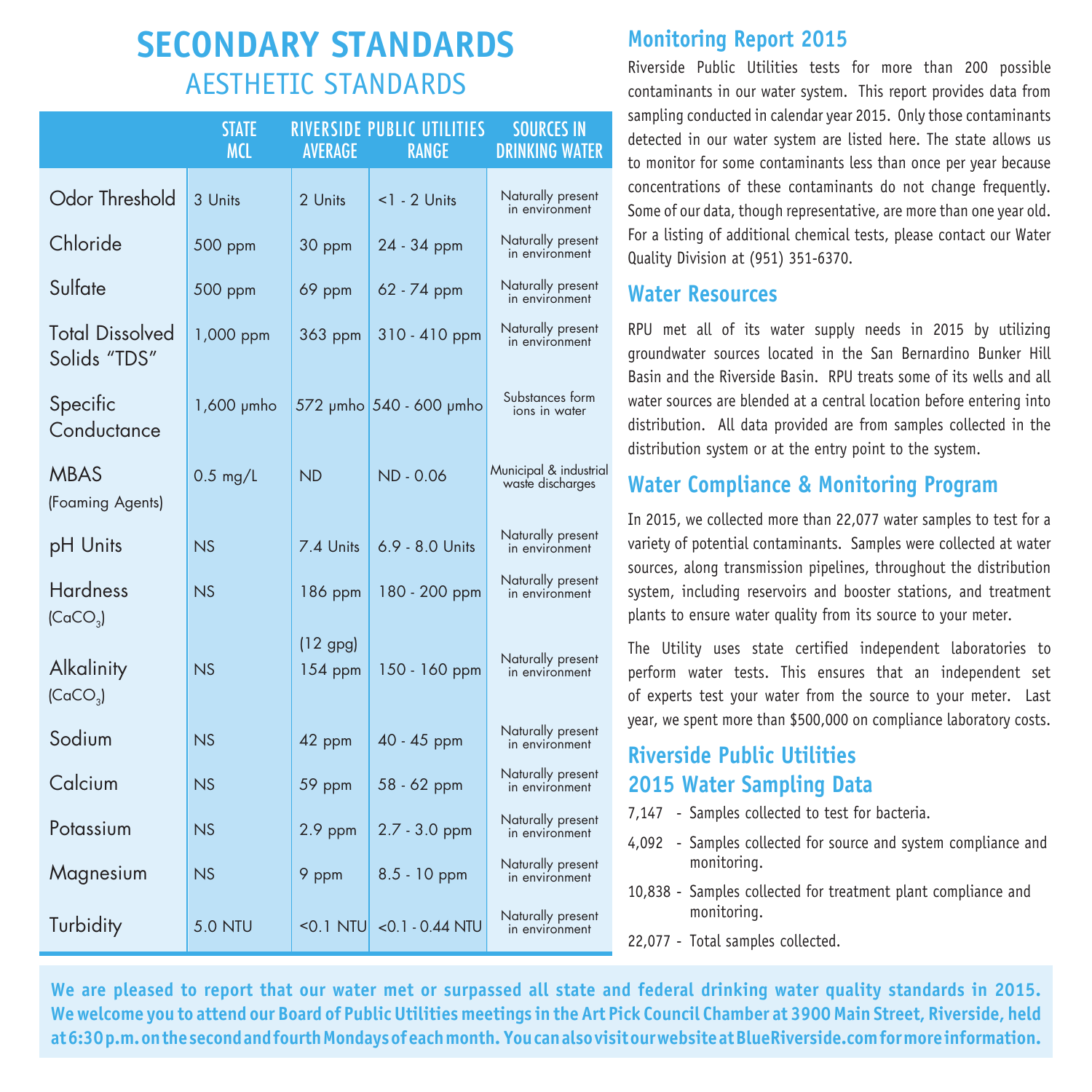# SECONDARY STANDARDS

## AESTHETIC STANDARDS

| | STATE MCL | RIVERSIDE PUBLIC UTILITIES AVERAGE | RIVERSIDE PUBLIC UTILITIES RANGE | SOURCES IN DRINKING WATER |
|---|---|---|---|---|
| Odor Threshold | 3 Units | 2 Units | <1 - 2 Units | Naturally present in environment |
| Chloride | 500 ppm | 30 ppm | 24 - 34 ppm | Naturally present in environment |
| Sulfate | 500 ppm | 69 ppm | 62 - 74 ppm | Naturally present in environment |
| Total Dissolved Solids "TDS" | 1,000 ppm | 363 ppm | 310 - 410 ppm | Naturally present in environment |
| Specific Conductance | 1,600 μmho | 572 μmho | 540 - 600 μmho | Substances form ions in water |
| MBAS (Foaming Agents) | 0.5 mg/L | ND | ND - 0.06 | Municipal & industrial waste discharges |
| pH Units | NS | 7.4 Units | 6.9 - 8.0 Units | Naturally present in environment |
| Hardness ($CaCO_3$) | NS | 186 ppm (12 gpg) | 180 - 200 ppm | Naturally present in environment |
| Alkalinity ($CaCO_3$) | NS | 154 ppm | 150 - 160 ppm | Naturally present in environment |
| Sodium | NS | 42 ppm | 40 - 45 ppm | Naturally present in environment |
| Calcium | NS | 59 ppm | 58 - 62 ppm | Naturally present in environment |
| Potassium | NS | 2.9 ppm | 2.7 - 3.0 ppm | Naturally present in environment |
| Magnesium | NS | 9 ppm | 8.5 - 10 ppm | Naturally present in environment |
| Turbidity | 5.0 NTU | <0.1 NTU | <0.1 - 0.44 NTU | Naturally present in environment |

## Monitoring Report 2015

Riverside Public Utilities tests for more than 200 possible contaminants in our water system. This report provides data from sampling conducted in calendar year 2015. Only those contaminants detected in our water system are listed here. The state allows us to monitor for some contaminants less than once per year because concentrations of these contaminants do not change frequently. Some of our data, though representative, are more than one year old. For a listing of additional chemical tests, please contact our Water Quality Division at (951) 351-6370.

## Water Resources

RPU met all of its water supply needs in 2015 by utilizing groundwater sources located in the San Bernardino Bunker Hill Basin and the Riverside Basin. RPU treats some of its wells and all water sources are blended at a central location before entering into distribution. All data provided are from samples collected in the distribution system or at the entry point to the system.

## Water Compliance & Monitoring Program

In 2015, we collected more than 22,077 water samples to test for a variety of potential contaminants. Samples were collected at water sources, along transmission pipelines, throughout the distribution system, including reservoirs and booster stations, and treatment plants to ensure water quality from its source to your meter.

The Utility uses state certified independent laboratories to perform water tests. This ensures that an independent set of experts test your water from the source to your meter. Last year, we spent more than $500,000 on compliance laboratory costs.

## Riverside Public Utilities 2015 Water Sampling Data

- 7,147 - Samples collected to test for bacteria.
- 4,092 - Samples collected for source and system compliance and monitoring.
- 10,838 - Samples collected for treatment plant compliance and monitoring.
- 22,077 - Total samples collected.

**We are pleased to report that our water met or surpassed all state and federal drinking water quality standards in 2015. We welcome you to attend our Board of Public Utilities meetings in the Art Pick Council Chamber at 3900 Main Street, Riverside, held at 6:30 p.m. on the second and fourth Mondays of each month. You can also visit our website at BlueRiverside.com for more information.**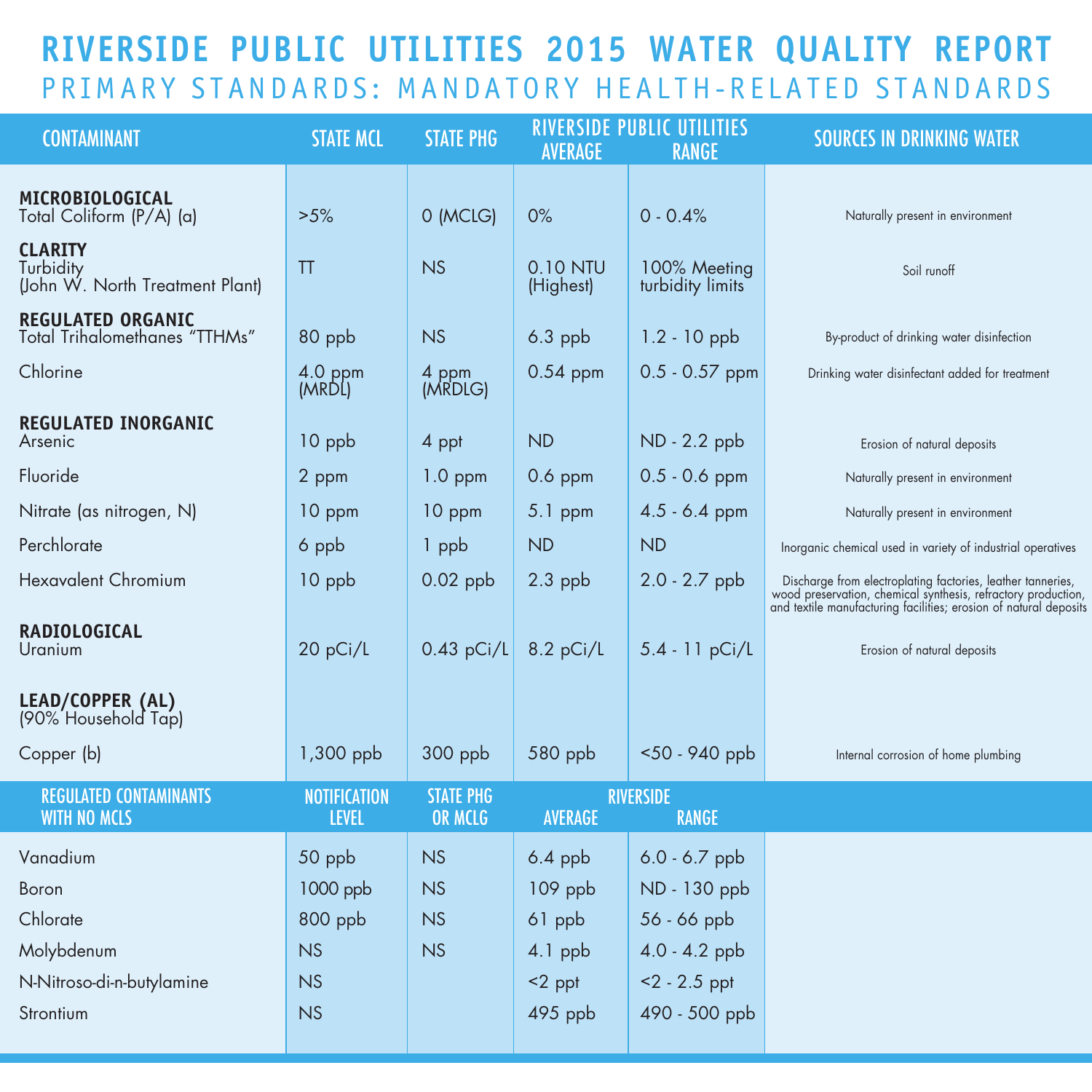# RIVERSIDE PUBLIC UTILITIES 2015 WATER QUALITY REPORT

## PRIMARY STANDARDS: MANDATORY HEALTH-RELATED STANDARDS

| CONTAMINANT | STATE MCL | STATE PHG | RIVERSIDE PUBLIC UTILITIES AVERAGE | RIVERSIDE PUBLIC UTILITIES RANGE | SOURCES IN DRINKING WATER |
|---|---|---|---|---|---|
| **MICROBIOLOGICAL** | | | | | |
| Total Coliform (P/A) (a) | >5% | 0 (MCLG) | 0% | 0 - 0.4% | Naturally present in environment |
| **CLARITY** | | | | | |
| Turbidity (John W. North Treatment Plant) | TT | NS | 0.10 NTU (Highest) | 100% Meeting turbidity limits | Soil runoff |
| **REGULATED ORGANIC** | | | | | |
| Total Trihalomethanes "TTHMs" | 80 ppb | NS | 6.3 ppb | 1.2 - 10 ppb | By-product of drinking water disinfection |
| Chlorine | 4.0 ppm (MRDL) | 4 ppm (MRDLG) | 0.54 ppm | 0.5 - 0.57 ppm | Drinking water disinfectant added for treatment |
| **REGULATED INORGANIC** | | | | | |
| Arsenic | 10 ppb | 4 ppt | ND | ND - 2.2 ppb | Erosion of natural deposits |
| Fluoride | 2 ppm | 1.0 ppm | 0.6 ppm | 0.5 - 0.6 ppm | Naturally present in environment |
| Nitrate (as nitrogen, N) | 10 ppm | 10 ppm | 5.1 ppm | 4.5 - 6.4 ppm | Naturally present in environment |
| Perchlorate | 6 ppb | 1 ppb | ND | ND | Inorganic chemical used in variety of industrial operatives |
| Hexavalent Chromium | 10 ppb | 0.02 ppb | 2.3 ppb | 2.0 - 2.7 ppb | Discharge from electroplating factories, leather tanneries, wood preservation, chemical synthesis, refractory production, and textile manufacturing facilities; erosion of natural deposits |
| **RADIOLOGICAL** | | | | | |
| Uranium | 20 pCi/L | 0.43 pCi/L | 8.2 pCi/L | 5.4 - 11 pCi/L | Erosion of natural deposits |
| **LEAD/COPPER (AL)** (90% Household Tap) | | | | | |
| Copper (b) | 1,300 ppb | 300 ppb | 580 ppb | <50 - 940 ppb | Internal corrosion of home plumbing |

| REGULATED CONTAMINANTS WITH NO MCLS | NOTIFICATION LEVEL | STATE PHG OR MCLG | RIVERSIDE AVERAGE | RIVERSIDE RANGE |
|---|---|---|---|---|
| Vanadium | 50 ppb | NS | 6.4 ppb | 6.0 - 6.7 ppb |
| Boron | 1000 ppb | NS | 109 ppb | ND - 130 ppb |
| Chlorate | 800 ppb | NS | 61 ppb | 56 - 66 ppb |
| Molybdenum | NS | NS | 4.1 ppb | 4.0 - 4.2 ppb |
| N-Nitroso-di-n-butylamine | NS | | <2 ppt | <2 - 2.5 ppt |
| Strontium | NS | | 495 ppb | 490 - 500 ppb |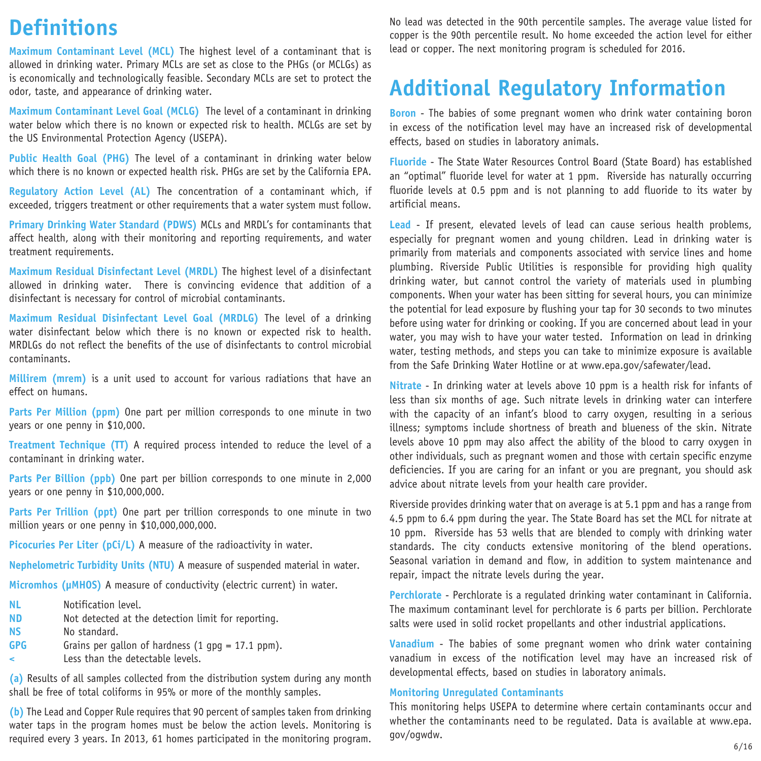# Definitions

**Maximum Contaminant Level (MCL)** The highest level of a contaminant that is allowed in drinking water. Primary MCLs are set as close to the PHGs (or MCLGs) as is economically and technologically feasible. Secondary MCLs are set to protect the odor, taste, and appearance of drinking water.

**Maximum Contaminant Level Goal (MCLG)** The level of a contaminant in drinking water below which there is no known or expected risk to health. MCLGs are set by the US Environmental Protection Agency (USEPA).

**Public Health Goal (PHG)** The level of a contaminant in drinking water below which there is no known or expected health risk. PHGs are set by the California EPA.

**Regulatory Action Level (AL)** The concentration of a contaminant which, if exceeded, triggers treatment or other requirements that a water system must follow.

**Primary Drinking Water Standard (PDWS)** MCLs and MRDL's for contaminants that affect health, along with their monitoring and reporting requirements, and water treatment requirements.

**Maximum Residual Disinfectant Level (MRDL)** The highest level of a disinfectant allowed in drinking water. There is convincing evidence that addition of a disinfectant is necessary for control of microbial contaminants.

**Maximum Residual Disinfectant Level Goal (MRDLG)** The level of a drinking water disinfectant below which there is no known or expected risk to health. MRDLGs do not reflect the benefits of the use of disinfectants to control microbial contaminants.

**Millirem (mrem)** is a unit used to account for various radiations that have an effect on humans.

**Parts Per Million (ppm)** One part per million corresponds to one minute in two years or one penny in $10,000.

**Treatment Technique (TT)** A required process intended to reduce the level of a contaminant in drinking water.

**Parts Per Billion (ppb)** One part per billion corresponds to one minute in 2,000 years or one penny in $10,000,000.

**Parts Per Trillion (ppt)** One part per trillion corresponds to one minute in two million years or one penny in $10,000,000,000.

**Picocuries Per Liter (pCi/L)** A measure of the radioactivity in water.

**Nephelometric Turbidity Units (NTU)** A measure of suspended material in water.

**Micromhos (µMHOS)** A measure of conductivity (electric current) in water.

| | |
|---|---|
| **NL** | Notification level. |
| **ND** | Not detected at the detection limit for reporting. |
| **NS** | No standard. |
| **GPG** | Grains per gallon of hardness (1 gpg = 17.1 ppm). |
| **<** | Less than the detectable levels. |

**(a)** Results of all samples collected from the distribution system during any month shall be free of total coliforms in 95% or more of the monthly samples.

**(b)** The Lead and Copper Rule requires that 90 percent of samples taken from drinking water taps in the program homes must be below the action levels. Monitoring is required every 3 years. In 2013, 61 homes participated in the monitoring program. No lead was detected in the 90th percentile samples. The average value listed for copper is the 90th percentile result. No home exceeded the action level for either lead or copper. The next monitoring program is scheduled for 2016.

# Additional Regulatory Information

**Boron** - The babies of some pregnant women who drink water containing boron in excess of the notification level may have an increased risk of developmental effects, based on studies in laboratory animals.

**Fluoride** - The State Water Resources Control Board (State Board) has established an "optimal" fluoride level for water at 1 ppm. Riverside has naturally occurring fluoride levels at 0.5 ppm and is not planning to add fluoride to its water by artificial means.

**Lead** - If present, elevated levels of lead can cause serious health problems, especially for pregnant women and young children. Lead in drinking water is primarily from materials and components associated with service lines and home plumbing. Riverside Public Utilities is responsible for providing high quality drinking water, but cannot control the variety of materials used in plumbing components. When your water has been sitting for several hours, you can minimize the potential for lead exposure by flushing your tap for 30 seconds to two minutes before using water for drinking or cooking. If you are concerned about lead in your water, you may wish to have your water tested. Information on lead in drinking water, testing methods, and steps you can take to minimize exposure is available from the Safe Drinking Water Hotline or at www.epa.gov/safewater/lead.

**Nitrate** - In drinking water at levels above 10 ppm is a health risk for infants of less than six months of age. Such nitrate levels in drinking water can interfere with the capacity of an infant's blood to carry oxygen, resulting in a serious illness; symptoms include shortness of breath and blueness of the skin. Nitrate levels above 10 ppm may also affect the ability of the blood to carry oxygen in other individuals, such as pregnant women and those with certain specific enzyme deficiencies. If you are caring for an infant or you are pregnant, you should ask advice about nitrate levels from your health care provider.

Riverside provides drinking water that on average is at 5.1 ppm and has a range from 4.5 ppm to 6.4 ppm during the year. The State Board has set the MCL for nitrate at 10 ppm. Riverside has 53 wells that are blended to comply with drinking water standards. The city conducts extensive monitoring of the blend operations. Seasonal variation in demand and flow, in addition to system maintenance and repair, impact the nitrate levels during the year.

**Perchlorate** - Perchlorate is a regulated drinking water contaminant in California. The maximum contaminant level for perchlorate is 6 parts per billion. Perchlorate salts were used in solid rocket propellants and other industrial applications.

**Vanadium** - The babies of some pregnant women who drink water containing vanadium in excess of the notification level may have an increased risk of developmental effects, based on studies in laboratory animals.

**Monitoring Unregulated Contaminants**

This monitoring helps USEPA to determine where certain contaminants occur and whether the contaminants need to be regulated. Data is available at www.epa.gov/ogwdw.

6/16